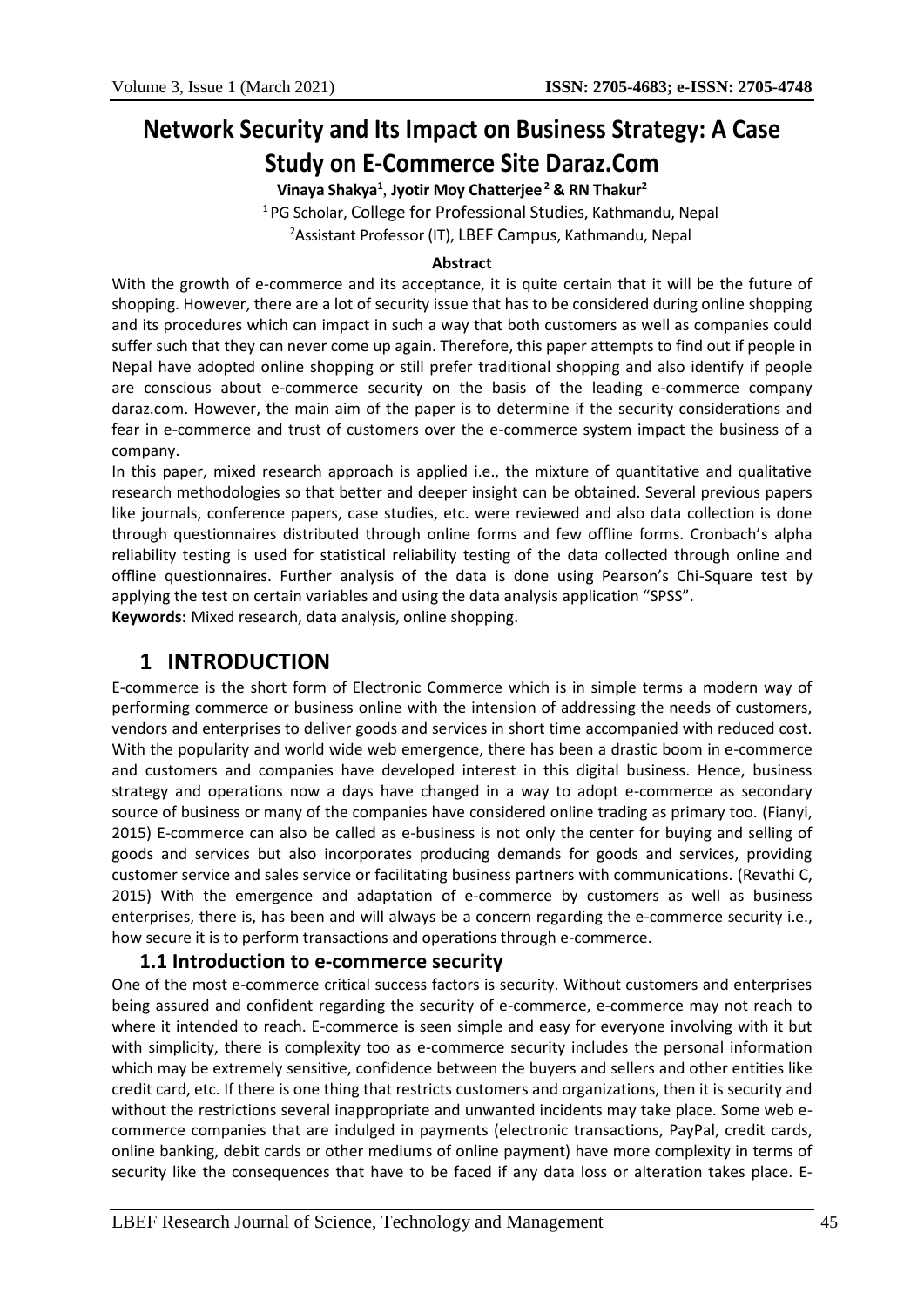# Network Security and Its Impact on Business Strategy: A Case Study on E-Commerce Site Daraz.Com

**Vinaya Shakya[1], Jyotir Moy Chatterjee[2] & RN Thakur[2]**

[1] PG Scholar, College for Professional Studies, Kathmandu, Nepal

[2] Assistant Professor (IT), LBEF Campus, Kathmandu, Nepal

**Abstract**

With the growth of e-commerce and its acceptance, it is quite certain that it will be the future of shopping. However, there are a lot of security issue that has to be considered during online shopping and its procedures which can impact in such a way that both customers as well as companies could suffer such that they can never come up again. Therefore, this paper attempts to find out if people in Nepal have adopted online shopping or still prefer traditional shopping and also identify if people are conscious about e-commerce security on the basis of the leading e-commerce company daraz.com. However, the main aim of the paper is to determine if the security considerations and fear in e-commerce and trust of customers over the e-commerce system impact the business of a company.

In this paper, mixed research approach is applied i.e., the mixture of quantitative and qualitative research methodologies so that better and deeper insight can be obtained. Several previous papers like journals, conference papers, case studies, etc. were reviewed and also data collection is done through questionnaires distributed through online forms and few offline forms. Cronbach's alpha reliability testing is used for statistical reliability testing of the data collected through online and offline questionnaires. Further analysis of the data is done using Pearson's Chi-Square test by applying the test on certain variables and using the data analysis application "SPSS".

**Keywords:** Mixed research, data analysis, online shopping.

## 1 INTRODUCTION

E-commerce is the short form of Electronic Commerce which is in simple terms a modern way of performing commerce or business online with the intension of addressing the needs of customers, vendors and enterprises to deliver goods and services in short time accompanied with reduced cost. With the popularity and world wide web emergence, there has been a drastic boom in e-commerce and customers and companies have developed interest in this digital business. Hence, business strategy and operations now a days have changed in a way to adopt e-commerce as secondary source of business or many of the companies have considered online trading as primary too. (Fianyi, 2015) E-commerce can also be called as e-business is not only the center for buying and selling of goods and services but also incorporates producing demands for goods and services, providing customer service and sales service or facilitating business partners with communications. (Revathi C, 2015) With the emergence and adaptation of e-commerce by customers as well as business enterprises, there is, has been and will always be a concern regarding the e-commerce security i.e., how secure it is to perform transactions and operations through e-commerce.

### 1.1 Introduction to e-commerce security

One of the most e-commerce critical success factors is security. Without customers and enterprises being assured and confident regarding the security of e-commerce, e-commerce may not reach to where it intended to reach. E-commerce is seen simple and easy for everyone involving with it but with simplicity, there is complexity too as e-commerce security includes the personal information which may be extremely sensitive, confidence between the buyers and sellers and other entities like credit card, etc. If there is one thing that restricts customers and organizations, then it is security and without the restrictions several inappropriate and unwanted incidents may take place. Some web e-commerce companies that are indulged in payments (electronic transactions, PayPal, credit cards, online banking, debit cards or other mediums of online payment) have more complexity in terms of security like the consequences that have to be faced if any data loss or alteration takes place. E-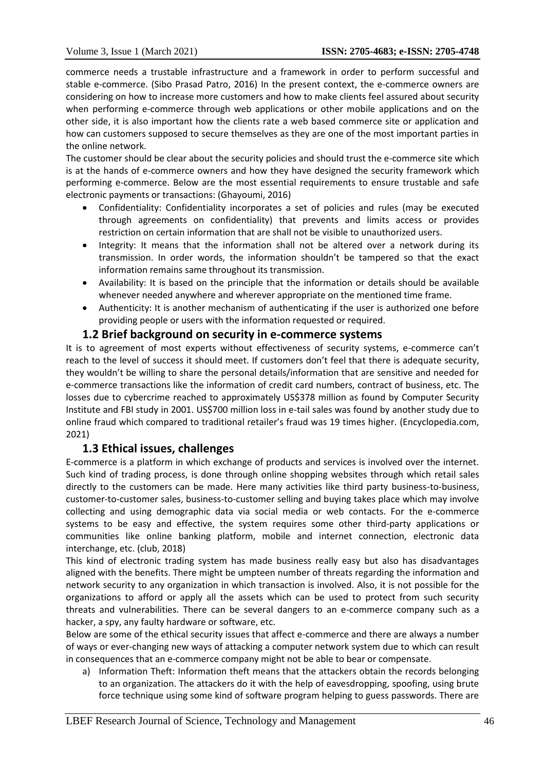commerce needs a trustable infrastructure and a framework in order to perform successful and stable e-commerce. (Sibo Prasad Patro, 2016) In the present context, the e-commerce owners are considering on how to increase more customers and how to make clients feel assured about security when performing e-commerce through web applications or other mobile applications and on the other side, it is also important how the clients rate a web based commerce site or application and how can customers supposed to secure themselves as they are one of the most important parties in the online network.

The customer should be clear about the security policies and should trust the e-commerce site which is at the hands of e-commerce owners and how they have designed the security framework which performing e-commerce. Below are the most essential requirements to ensure trustable and safe electronic payments or transactions: (Ghayoumi, 2016)

- Confidentiality: Confidentiality incorporates a set of policies and rules (may be executed through agreements on confidentiality) that prevents and limits access or provides restriction on certain information that are shall not be visible to unauthorized users.
- Integrity: It means that the information shall not be altered over a network during its transmission. In order words, the information shouldn't be tampered so that the exact information remains same throughout its transmission.
- Availability: It is based on the principle that the information or details should be available whenever needed anywhere and wherever appropriate on the mentioned time frame.
- Authenticity: It is another mechanism of authenticating if the user is authorized one before providing people or users with the information requested or required.

## 1.2 Brief background on security in e-commerce systems

It is to agreement of most experts without effectiveness of security systems, e-commerce can't reach to the level of success it should meet. If customers don't feel that there is adequate security, they wouldn't be willing to share the personal details/information that are sensitive and needed for e-commerce transactions like the information of credit card numbers, contract of business, etc. The losses due to cybercrime reached to approximately US$378 million as found by Computer Security Institute and FBI study in 2001. US$700 million loss in e-tail sales was found by another study due to online fraud which compared to traditional retailer's fraud was 19 times higher. (Encyclopedia.com, 2021)

## 1.3 Ethical issues, challenges

E-commerce is a platform in which exchange of products and services is involved over the internet. Such kind of trading process, is done through online shopping websites through which retail sales directly to the customers can be made. Here many activities like third party business-to-business, customer-to-customer sales, business-to-customer selling and buying takes place which may involve collecting and using demographic data via social media or web contacts. For the e-commerce systems to be easy and effective, the system requires some other third-party applications or communities like online banking platform, mobile and internet connection, electronic data interchange, etc. (club, 2018)

This kind of electronic trading system has made business really easy but also has disadvantages aligned with the benefits. There might be umpteen number of threats regarding the information and network security to any organization in which transaction is involved. Also, it is not possible for the organizations to afford or apply all the assets which can be used to protect from such security threats and vulnerabilities. There can be several dangers to an e-commerce company such as a hacker, a spy, any faulty hardware or software, etc.

Below are some of the ethical security issues that affect e-commerce and there are always a number of ways or ever-changing new ways of attacking a computer network system due to which can result in consequences that an e-commerce company might not be able to bear or compensate.

a) Information Theft: Information theft means that the attackers obtain the records belonging to an organization. The attackers do it with the help of eavesdropping, spoofing, using brute force technique using some kind of software program helping to guess passwords. There are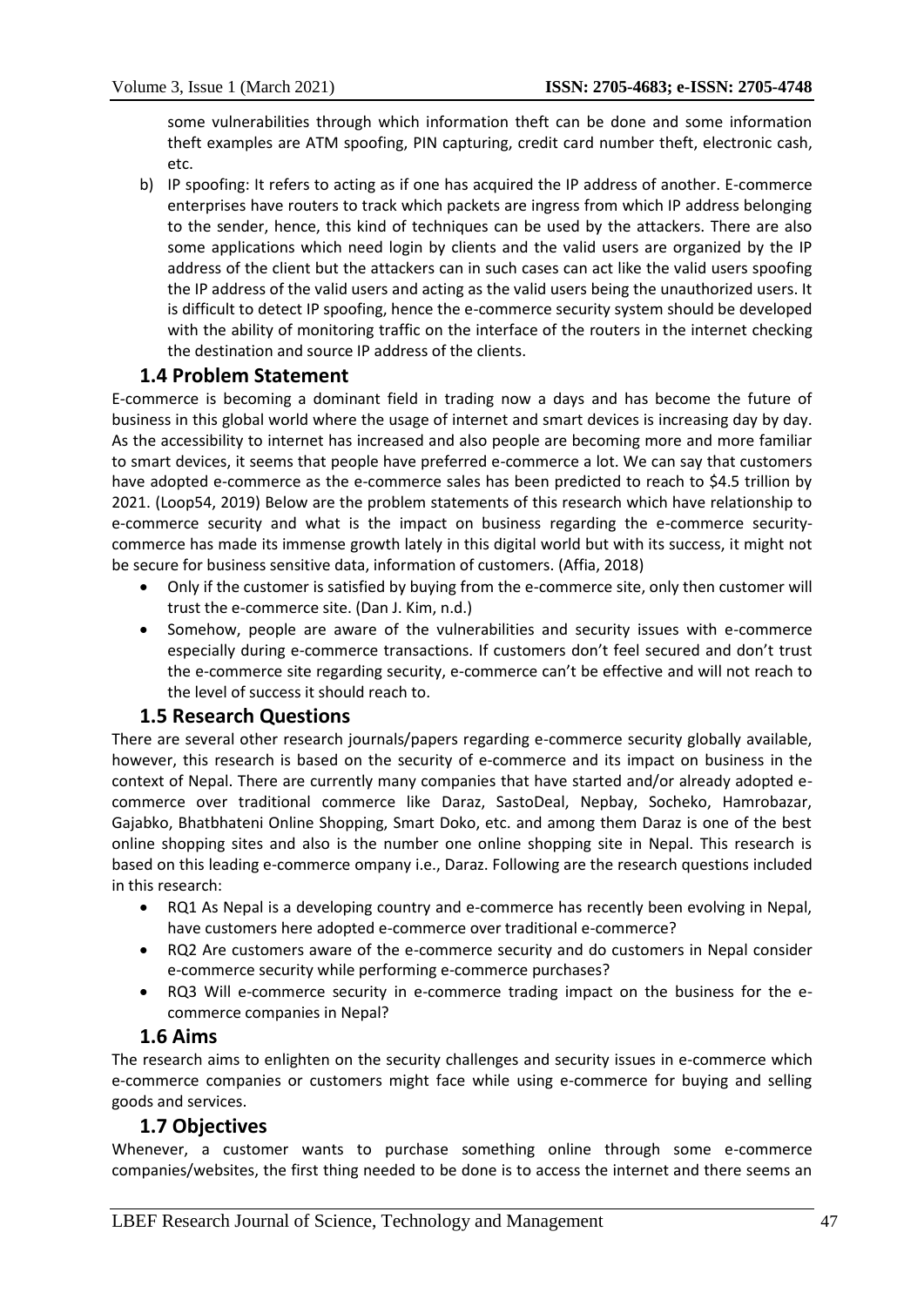some vulnerabilities through which information theft can be done and some information theft examples are ATM spoofing, PIN capturing, credit card number theft, electronic cash, etc.

b) IP spoofing: It refers to acting as if one has acquired the IP address of another. E-commerce enterprises have routers to track which packets are ingress from which IP address belonging to the sender, hence, this kind of techniques can be used by the attackers. There are also some applications which need login by clients and the valid users are organized by the IP address of the client but the attackers can in such cases can act like the valid users spoofing the IP address of the valid users and acting as the valid users being the unauthorized users. It is difficult to detect IP spoofing, hence the e-commerce security system should be developed with the ability of monitoring traffic on the interface of the routers in the internet checking the destination and source IP address of the clients.

## 1.4 Problem Statement

E-commerce is becoming a dominant field in trading now a days and has become the future of business in this global world where the usage of internet and smart devices is increasing day by day. As the accessibility to internet has increased and also people are becoming more and more familiar to smart devices, it seems that people have preferred e-commerce a lot. We can say that customers have adopted e-commerce as the e-commerce sales has been predicted to reach to $4.5 trillion by 2021. (Loop54, 2019) Below are the problem statements of this research which have relationship to e-commerce security and what is the impact on business regarding the e-commerce security-commerce has made its immense growth lately in this digital world but with its success, it might not be secure for business sensitive data, information of customers. (Affia, 2018)

- Only if the customer is satisfied by buying from the e-commerce site, only then customer will trust the e-commerce site. (Dan J. Kim, n.d.)
- Somehow, people are aware of the vulnerabilities and security issues with e-commerce especially during e-commerce transactions. If customers don't feel secured and don't trust the e-commerce site regarding security, e-commerce can't be effective and will not reach to the level of success it should reach to.

## 1.5 Research Questions

There are several other research journals/papers regarding e-commerce security globally available, however, this research is based on the security of e-commerce and its impact on business in the context of Nepal. There are currently many companies that have started and/or already adopted e-commerce over traditional commerce like Daraz, SastoDeal, Nepbay, Socheko, Hamrobazar, Gajabko, Bhatbhateni Online Shopping, Smart Doko, etc. and among them Daraz is one of the best online shopping sites and also is the number one online shopping site in Nepal. This research is based on this leading e-commerce ompany i.e., Daraz. Following are the research questions included in this research:

- RQ1 As Nepal is a developing country and e-commerce has recently been evolving in Nepal, have customers here adopted e-commerce over traditional e-commerce?
- RQ2 Are customers aware of the e-commerce security and do customers in Nepal consider e-commerce security while performing e-commerce purchases?
- RQ3 Will e-commerce security in e-commerce trading impact on the business for the e-commerce companies in Nepal?

## 1.6 Aims

The research aims to enlighten on the security challenges and security issues in e-commerce which e-commerce companies or customers might face while using e-commerce for buying and selling goods and services.

## 1.7 Objectives

Whenever, a customer wants to purchase something online through some e-commerce companies/websites, the first thing needed to be done is to access the internet and there seems an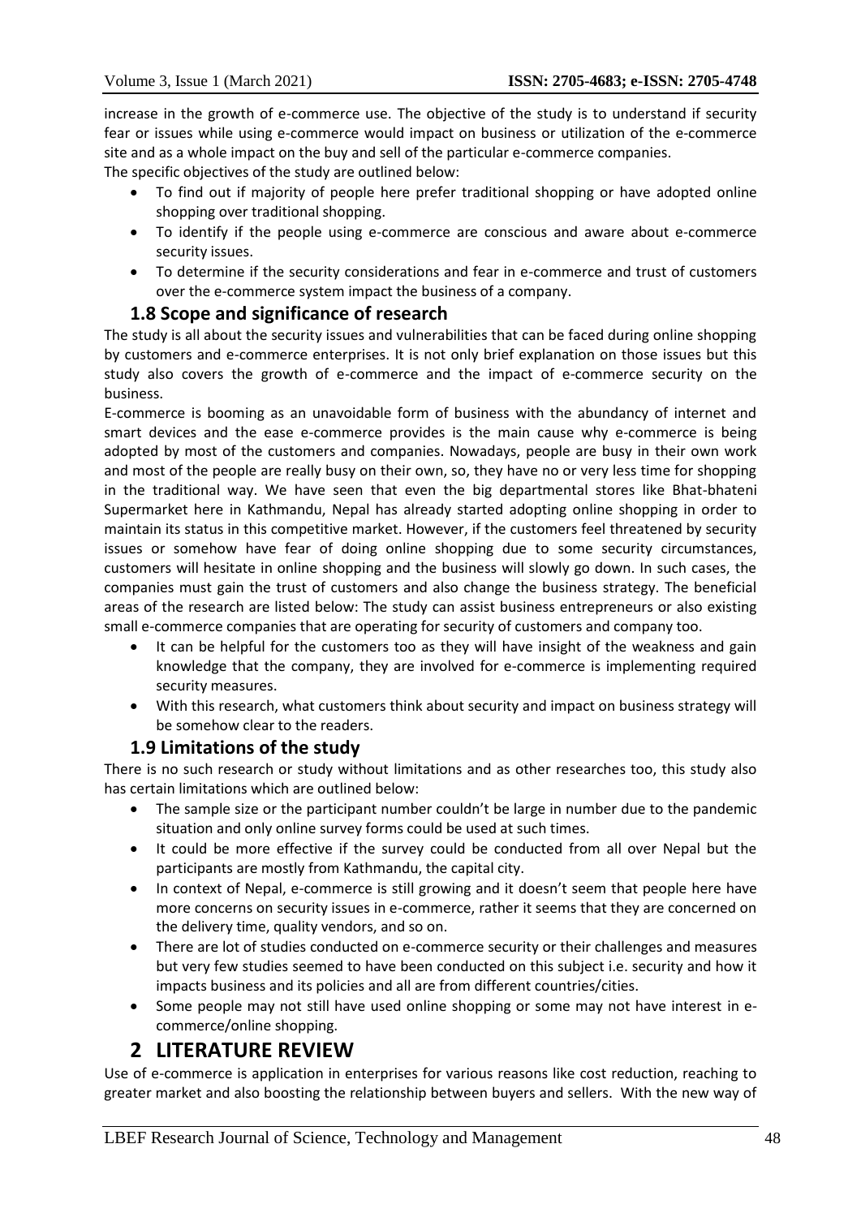increase in the growth of e-commerce use. The objective of the study is to understand if security fear or issues while using e-commerce would impact on business or utilization of the e-commerce site and as a whole impact on the buy and sell of the particular e-commerce companies.

The specific objectives of the study are outlined below:

- To find out if majority of people here prefer traditional shopping or have adopted online shopping over traditional shopping.
- To identify if the people using e-commerce are conscious and aware about e-commerce security issues.
- To determine if the security considerations and fear in e-commerce and trust of customers over the e-commerce system impact the business of a company.

### 1.8 Scope and significance of research

The study is all about the security issues and vulnerabilities that can be faced during online shopping by customers and e-commerce enterprises. It is not only brief explanation on those issues but this study also covers the growth of e-commerce and the impact of e-commerce security on the business.

E-commerce is booming as an unavoidable form of business with the abundancy of internet and smart devices and the ease e-commerce provides is the main cause why e-commerce is being adopted by most of the customers and companies. Nowadays, people are busy in their own work and most of the people are really busy on their own, so, they have no or very less time for shopping in the traditional way. We have seen that even the big departmental stores like Bhat-bhateni Supermarket here in Kathmandu, Nepal has already started adopting online shopping in order to maintain its status in this competitive market. However, if the customers feel threatened by security issues or somehow have fear of doing online shopping due to some security circumstances, customers will hesitate in online shopping and the business will slowly go down. In such cases, the companies must gain the trust of customers and also change the business strategy. The beneficial areas of the research are listed below: The study can assist business entrepreneurs or also existing small e-commerce companies that are operating for security of customers and company too.

- It can be helpful for the customers too as they will have insight of the weakness and gain knowledge that the company, they are involved for e-commerce is implementing required security measures.
- With this research, what customers think about security and impact on business strategy will be somehow clear to the readers.

### 1.9 Limitations of the study

There is no such research or study without limitations and as other researches too, this study also has certain limitations which are outlined below:

- The sample size or the participant number couldn't be large in number due to the pandemic situation and only online survey forms could be used at such times.
- It could be more effective if the survey could be conducted from all over Nepal but the participants are mostly from Kathmandu, the capital city.
- In context of Nepal, e-commerce is still growing and it doesn't seem that people here have more concerns on security issues in e-commerce, rather it seems that they are concerned on the delivery time, quality vendors, and so on.
- There are lot of studies conducted on e-commerce security or their challenges and measures but very few studies seemed to have been conducted on this subject i.e. security and how it impacts business and its policies and all are from different countries/cities.
- Some people may not still have used online shopping or some may not have interest in e-commerce/online shopping.

## 2 LITERATURE REVIEW

Use of e-commerce is application in enterprises for various reasons like cost reduction, reaching to greater market and also boosting the relationship between buyers and sellers. With the new way of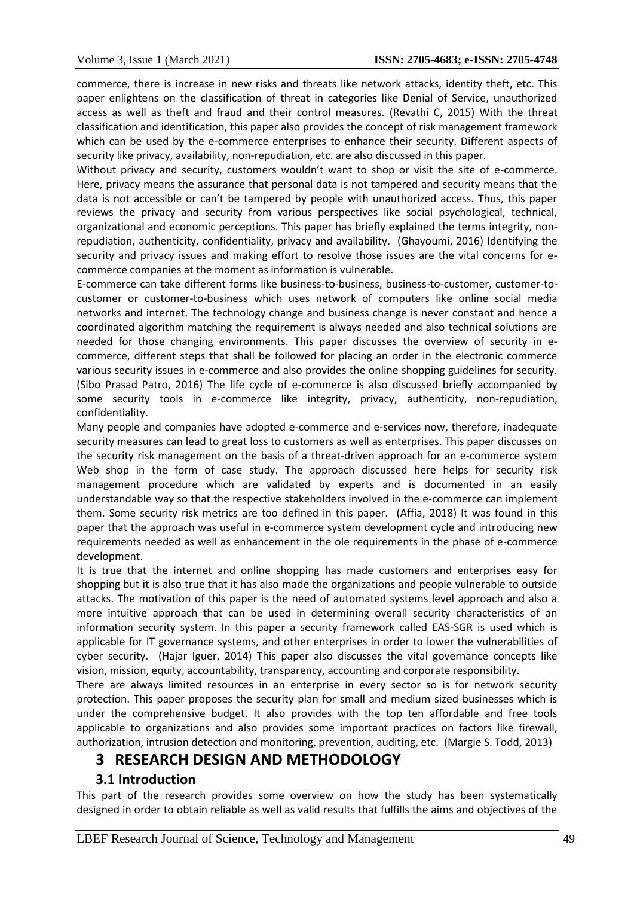commerce, there is increase in new risks and threats like network attacks, identity theft, etc. This paper enlightens on the classification of threat in categories like Denial of Service, unauthorized access as well as theft and fraud and their control measures. (Revathi C, 2015) With the threat classification and identification, this paper also provides the concept of risk management framework which can be used by the e-commerce enterprises to enhance their security. Different aspects of security like privacy, availability, non-repudiation, etc. are also discussed in this paper.

Without privacy and security, customers wouldn't want to shop or visit the site of e-commerce. Here, privacy means the assurance that personal data is not tampered and security means that the data is not accessible or can't be tampered by people with unauthorized access. Thus, this paper reviews the privacy and security from various perspectives like social psychological, technical, organizational and economic perceptions. This paper has briefly explained the terms integrity, non-repudiation, authenticity, confidentiality, privacy and availability. (Ghayoumi, 2016) Identifying the security and privacy issues and making effort to resolve those issues are the vital concerns for e-commerce companies at the moment as information is vulnerable.

E-commerce can take different forms like business-to-business, business-to-customer, customer-to-customer or customer-to-business which uses network of computers like online social media networks and internet. The technology change and business change is never constant and hence a coordinated algorithm matching the requirement is always needed and also technical solutions are needed for those changing environments. This paper discusses the overview of security in e-commerce, different steps that shall be followed for placing an order in the electronic commerce various security issues in e-commerce and also provides the online shopping guidelines for security. (Sibo Prasad Patro, 2016) The life cycle of e-commerce is also discussed briefly accompanied by some security tools in e-commerce like integrity, privacy, authenticity, non-repudiation, confidentiality.

Many people and companies have adopted e-commerce and e-services now, therefore, inadequate security measures can lead to great loss to customers as well as enterprises. This paper discusses on the security risk management on the basis of a threat-driven approach for an e-commerce system Web shop in the form of case study. The approach discussed here helps for security risk management procedure which are validated by experts and is documented in an easily understandable way so that the respective stakeholders involved in the e-commerce can implement them. Some security risk metrics are too defined in this paper. (Affia, 2018) It was found in this paper that the approach was useful in e-commerce system development cycle and introducing new requirements needed as well as enhancement in the ole requirements in the phase of e-commerce development.

It is true that the internet and online shopping has made customers and enterprises easy for shopping but it is also true that it has also made the organizations and people vulnerable to outside attacks. The motivation of this paper is the need of automated systems level approach and also a more intuitive approach that can be used in determining overall security characteristics of an information security system. In this paper a security framework called EAS-SGR is used which is applicable for IT governance systems, and other enterprises in order to lower the vulnerabilities of cyber security. (Hajar Iguer, 2014) This paper also discusses the vital governance concepts like vision, mission, equity, accountability, transparency, accounting and corporate responsibility.

There are always limited resources in an enterprise in every sector so is for network security protection. This paper proposes the security plan for small and medium sized businesses which is under the comprehensive budget. It also provides with the top ten affordable and free tools applicable to organizations and also provides some important practices on factors like firewall, authorization, intrusion detection and monitoring, prevention, auditing, etc. (Margie S. Todd, 2013)

# 3 RESEARCH DESIGN AND METHODOLOGY

## 3.1 Introduction

This part of the research provides some overview on how the study has been systematically designed in order to obtain reliable as well as valid results that fulfills the aims and objectives of the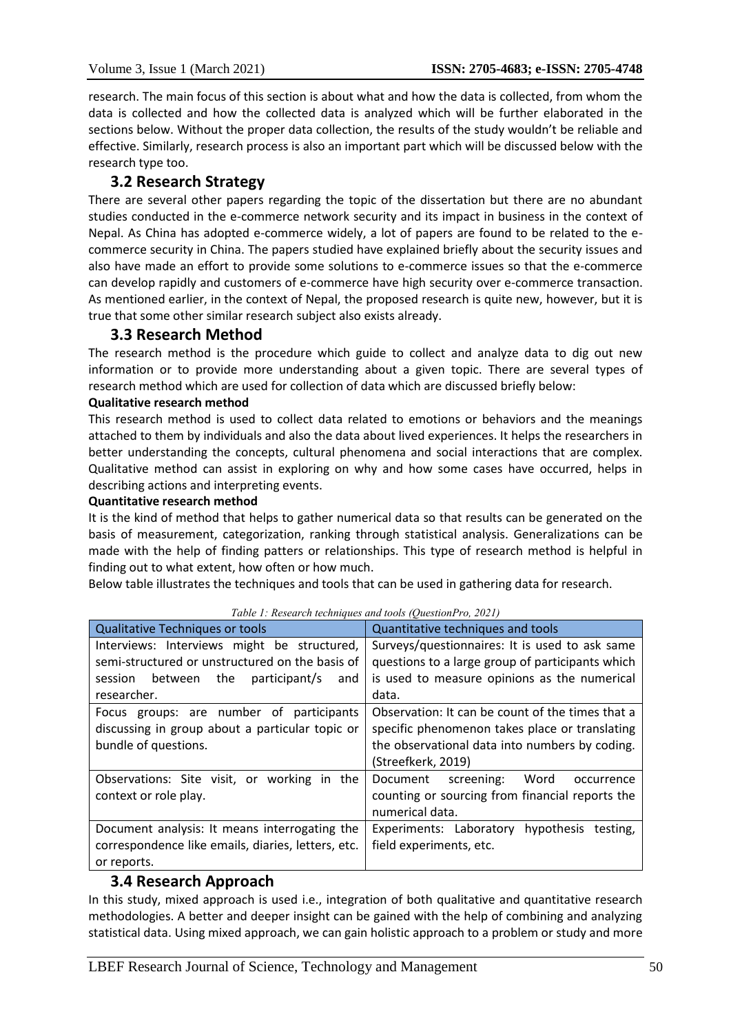research. The main focus of this section is about what and how the data is collected, from whom the data is collected and how the collected data is analyzed which will be further elaborated in the sections below. Without the proper data collection, the results of the study wouldn't be reliable and effective. Similarly, research process is also an important part which will be discussed below with the research type too.

## 3.2 Research Strategy

There are several other papers regarding the topic of the dissertation but there are no abundant studies conducted in the e-commerce network security and its impact in business in the context of Nepal. As China has adopted e-commerce widely, a lot of papers are found to be related to the e-commerce security in China. The papers studied have explained briefly about the security issues and also have made an effort to provide some solutions to e-commerce issues so that the e-commerce can develop rapidly and customers of e-commerce have high security over e-commerce transaction. As mentioned earlier, in the context of Nepal, the proposed research is quite new, however, but it is true that some other similar research subject also exists already.

## 3.3 Research Method

The research method is the procedure which guide to collect and analyze data to dig out new information or to provide more understanding about a given topic. There are several types of research method which are used for collection of data which are discussed briefly below:

**Qualitative research method**

This research method is used to collect data related to emotions or behaviors and the meanings attached to them by individuals and also the data about lived experiences. It helps the researchers in better understanding the concepts, cultural phenomena and social interactions that are complex. Qualitative method can assist in exploring on why and how some cases have occurred, helps in describing actions and interpreting events.

**Quantitative research method**

It is the kind of method that helps to gather numerical data so that results can be generated on the basis of measurement, categorization, ranking through statistical analysis. Generalizations can be made with the help of finding patters or relationships. This type of research method is helpful in finding out to what extent, how often or how much.

Below table illustrates the techniques and tools that can be used in gathering data for research.

*Table 1: Research techniques and tools (QuestionPro, 2021)*

| Qualitative Techniques or tools | Quantitative techniques and tools |
| --- | --- |
| Interviews: Interviews might be structured, semi-structured or unstructured on the basis of session between the participant/s and researcher. | Surveys/questionnaires: It is used to ask same questions to a large group of participants which is used to measure opinions as the numerical data. |
| Focus groups: are number of participants discussing in group about a particular topic or bundle of questions. | Observation: It can be count of the times that a specific phenomenon takes place or translating the observational data into numbers by coding. (Streefkerk, 2019) |
| Observations: Site visit, or working in the context or role play. | Document screening: Word occurrence counting or sourcing from financial reports the numerical data. |
| Document analysis: It means interrogating the correspondence like emails, diaries, letters, etc. or reports. | Experiments: Laboratory hypothesis testing, field experiments, etc. |

## 3.4 Research Approach

In this study, mixed approach is used i.e., integration of both qualitative and quantitative research methodologies. A better and deeper insight can be gained with the help of combining and analyzing statistical data. Using mixed approach, we can gain holistic approach to a problem or study and more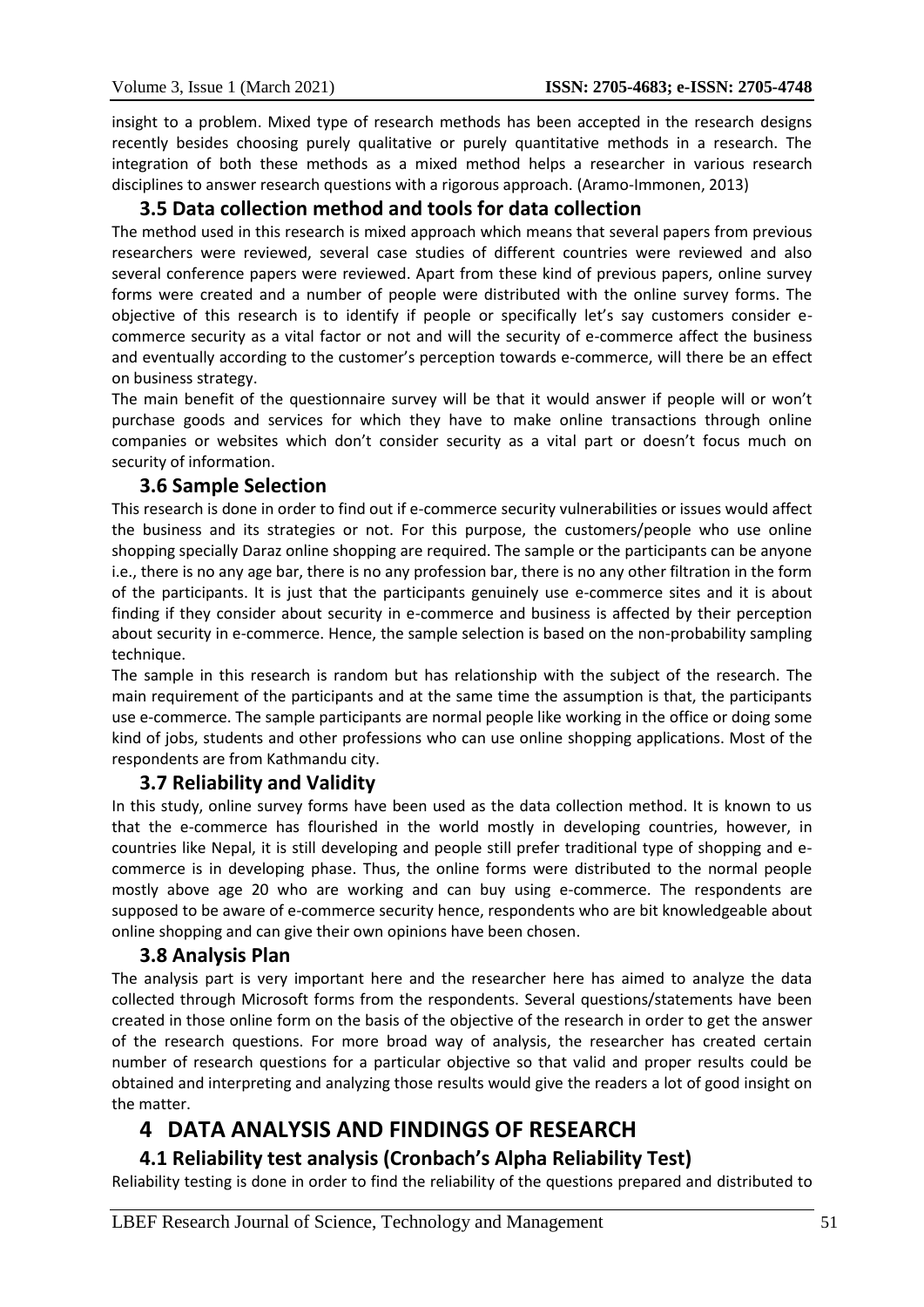insight to a problem. Mixed type of research methods has been accepted in the research designs recently besides choosing purely qualitative or purely quantitative methods in a research. The integration of both these methods as a mixed method helps a researcher in various research disciplines to answer research questions with a rigorous approach. (Aramo-Immonen, 2013)

### 3.5 Data collection method and tools for data collection

The method used in this research is mixed approach which means that several papers from previous researchers were reviewed, several case studies of different countries were reviewed and also several conference papers were reviewed. Apart from these kind of previous papers, online survey forms were created and a number of people were distributed with the online survey forms. The objective of this research is to identify if people or specifically let's say customers consider e-commerce security as a vital factor or not and will the security of e-commerce affect the business and eventually according to the customer's perception towards e-commerce, will there be an effect on business strategy.

The main benefit of the questionnaire survey will be that it would answer if people will or won't purchase goods and services for which they have to make online transactions through online companies or websites which don't consider security as a vital part or doesn't focus much on security of information.

### 3.6 Sample Selection

This research is done in order to find out if e-commerce security vulnerabilities or issues would affect the business and its strategies or not. For this purpose, the customers/people who use online shopping specially Daraz online shopping are required. The sample or the participants can be anyone i.e., there is no any age bar, there is no any profession bar, there is no any other filtration in the form of the participants. It is just that the participants genuinely use e-commerce sites and it is about finding if they consider about security in e-commerce and business is affected by their perception about security in e-commerce. Hence, the sample selection is based on the non-probability sampling technique.

The sample in this research is random but has relationship with the subject of the research. The main requirement of the participants and at the same time the assumption is that, the participants use e-commerce. The sample participants are normal people like working in the office or doing some kind of jobs, students and other professions who can use online shopping applications. Most of the respondents are from Kathmandu city.

### 3.7 Reliability and Validity

In this study, online survey forms have been used as the data collection method. It is known to us that the e-commerce has flourished in the world mostly in developing countries, however, in countries like Nepal, it is still developing and people still prefer traditional type of shopping and e-commerce is in developing phase. Thus, the online forms were distributed to the normal people mostly above age 20 who are working and can buy using e-commerce. The respondents are supposed to be aware of e-commerce security hence, respondents who are bit knowledgeable about online shopping and can give their own opinions have been chosen.

### 3.8 Analysis Plan

The analysis part is very important here and the researcher here has aimed to analyze the data collected through Microsoft forms from the respondents. Several questions/statements have been created in those online form on the basis of the objective of the research in order to get the answer of the research questions. For more broad way of analysis, the researcher has created certain number of research questions for a particular objective so that valid and proper results could be obtained and interpreting and analyzing those results would give the readers a lot of good insight on the matter.

## 4 DATA ANALYSIS AND FINDINGS OF RESEARCH

### 4.1 Reliability test analysis (Cronbach's Alpha Reliability Test)

Reliability testing is done in order to find the reliability of the questions prepared and distributed to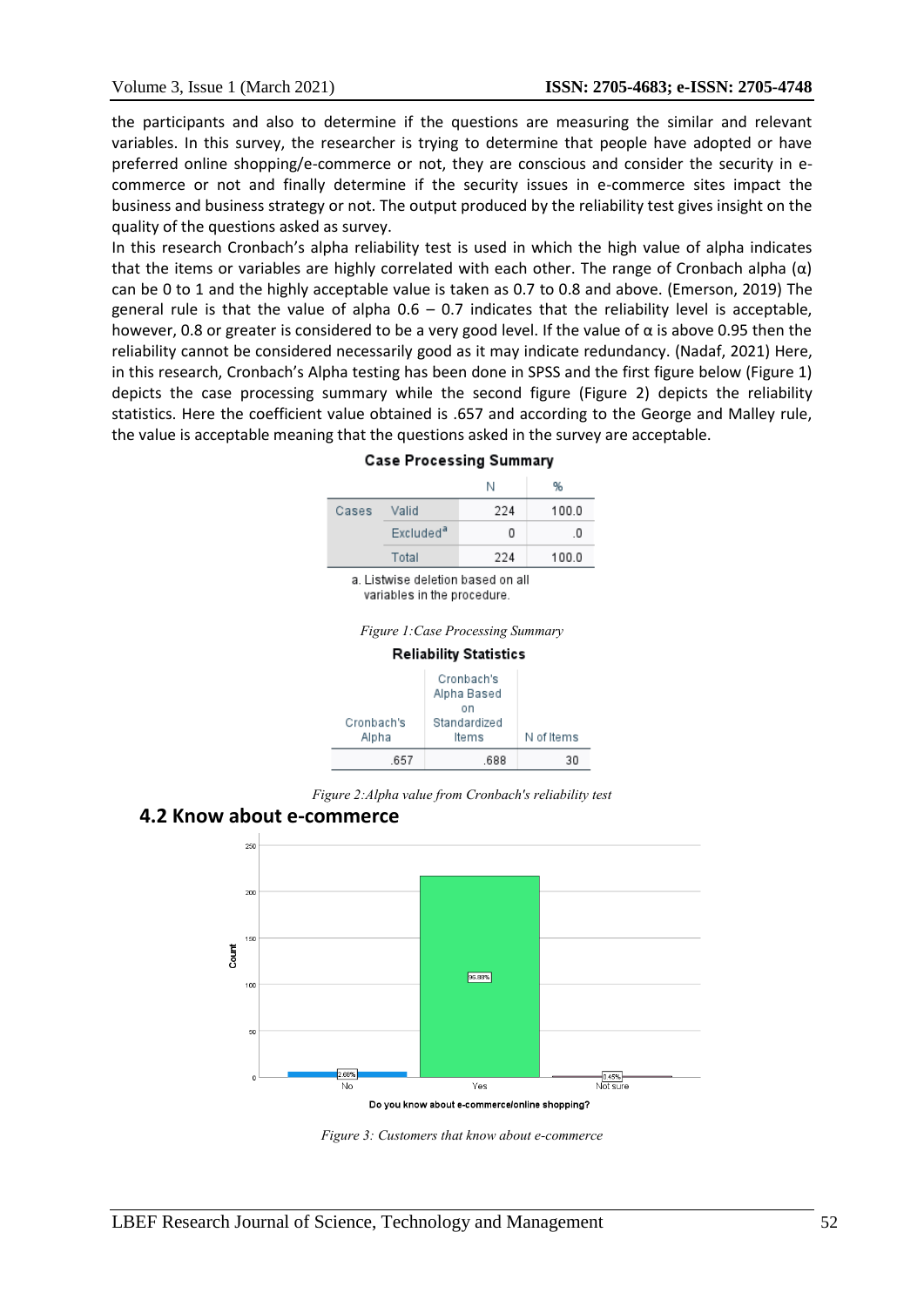the participants and also to determine if the questions are measuring the similar and relevant variables. In this survey, the researcher is trying to determine that people have adopted or have preferred online shopping/e-commerce or not, they are conscious and consider the security in e-commerce or not and finally determine if the security issues in e-commerce sites impact the business and business strategy or not. The output produced by the reliability test gives insight on the quality of the questions asked as survey.

In this research Cronbach's alpha reliability test is used in which the high value of alpha indicates that the items or variables are highly correlated with each other. The range of Cronbach alpha (α) can be 0 to 1 and the highly acceptable value is taken as 0.7 to 0.8 and above. (Emerson, 2019) The general rule is that the value of alpha 0.6 – 0.7 indicates that the reliability level is acceptable, however, 0.8 or greater is considered to be a very good level. If the value of α is above 0.95 then the reliability cannot be considered necessarily good as it may indicate redundancy. (Nadaf, 2021) Here, in this research, Cronbach's Alpha testing has been done in SPSS and the first figure below (Figure 1) depicts the case processing summary while the second figure (Figure 2) depicts the reliability statistics. Here the coefficient value obtained is .657 and according to the George and Malley rule, the value is acceptable meaning that the questions asked in the survey are acceptable.

**Case Processing Summary**

| | | N | % |
|---|---|---|---|
| Cases | Valid | 224 | 100.0 |
| | Excluded[a] | 0 | .0 |
| | Total | 224 | 100.0 |

a. Listwise deletion based on all variables in the procedure.

*Figure 1: Case Processing Summary*

**Reliability Statistics**

| Cronbach's Alpha | Cronbach's Alpha Based on Standardized Items | N of Items |
|---|---|---|
| .657 | .688 | 30 |

*Figure 2: Alpha value from Cronbach's reliability test*

## 4.2 Know about e-commerce

*Figure 3: Customers that know about e-commerce*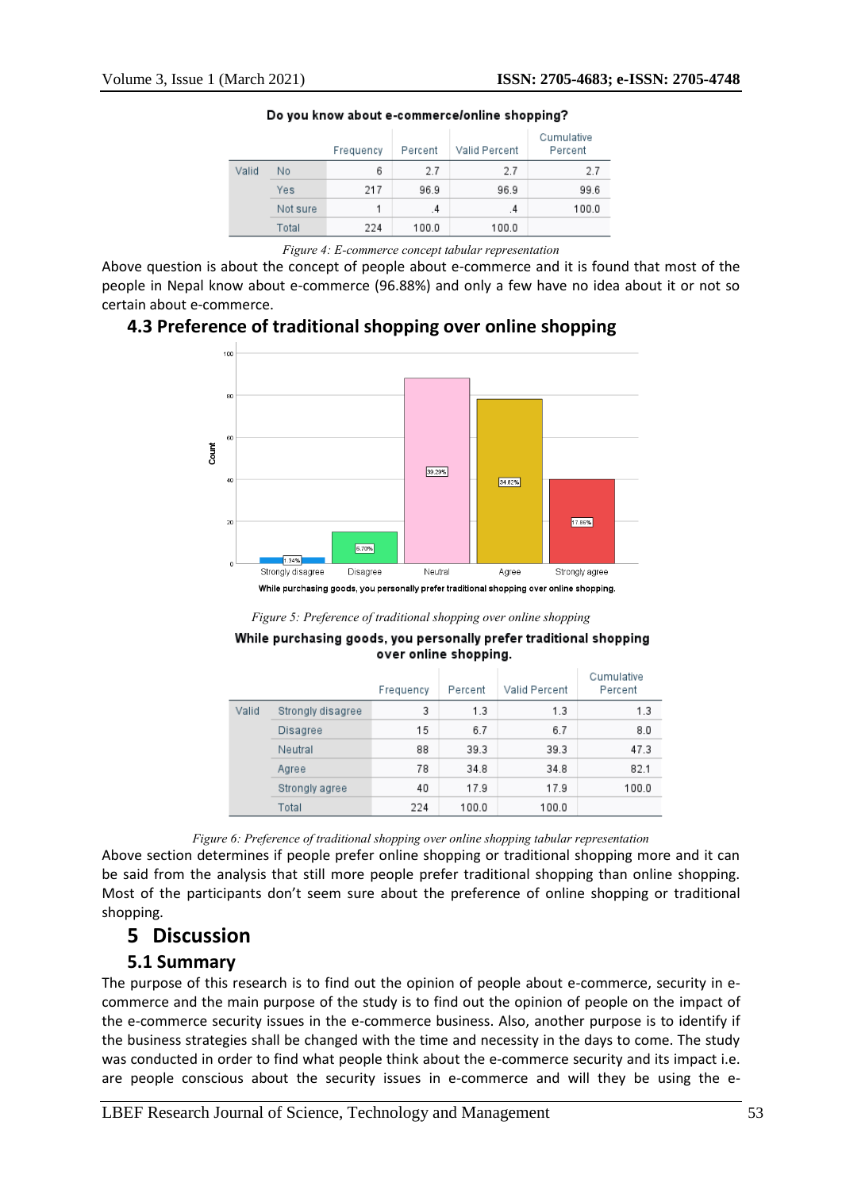**Do you know about e-commerce/online shopping?**

| | | Frequency | Percent | Valid Percent | Cumulative Percent |
|---|---|---|---|---|---|
| Valid | No | 6 | 2.7 | 2.7 | 2.7 |
| | Yes | 217 | 96.9 | 96.9 | 99.6 |
| | Not sure | 1 | .4 | .4 | 100.0 |
| | Total | 224 | 100.0 | 100.0 | |

*Figure 4: E-commerce concept tabular representation*

Above question is about the concept of people about e-commerce and it is found that most of the people in Nepal know about e-commerce (96.88%) and only a few have no idea about it or not so certain about e-commerce.

## 4.3 Preference of traditional shopping over online shopping

*Figure 5: Preference of traditional shopping over online shopping*

**While purchasing goods, you personally prefer traditional shopping over online shopping.**

| | | Frequency | Percent | Valid Percent | Cumulative Percent |
|---|---|---|---|---|---|
| Valid | Strongly disagree | 3 | 1.3 | 1.3 | 1.3 |
| | Disagree | 15 | 6.7 | 6.7 | 8.0 |
| | Neutral | 88 | 39.3 | 39.3 | 47.3 |
| | Agree | 78 | 34.8 | 34.8 | 82.1 |
| | Strongly agree | 40 | 17.9 | 17.9 | 100.0 |
| | Total | 224 | 100.0 | 100.0 | |

*Figure 6: Preference of traditional shopping over online shopping tabular representation*

Above section determines if people prefer online shopping or traditional shopping more and it can be said from the analysis that still more people prefer traditional shopping than online shopping. Most of the participants don't seem sure about the preference of online shopping or traditional shopping.

# 5 Discussion

## 5.1 Summary

The purpose of this research is to find out the opinion of people about e-commerce, security in e-commerce and the main purpose of the study is to find out the opinion of people on the impact of the e-commerce security issues in the e-commerce business. Also, another purpose is to identify if the business strategies shall be changed with the time and necessity in the days to come. The study was conducted in order to find what people think about the e-commerce security and its impact i.e. are people conscious about the security issues in e-commerce and will they be using the e-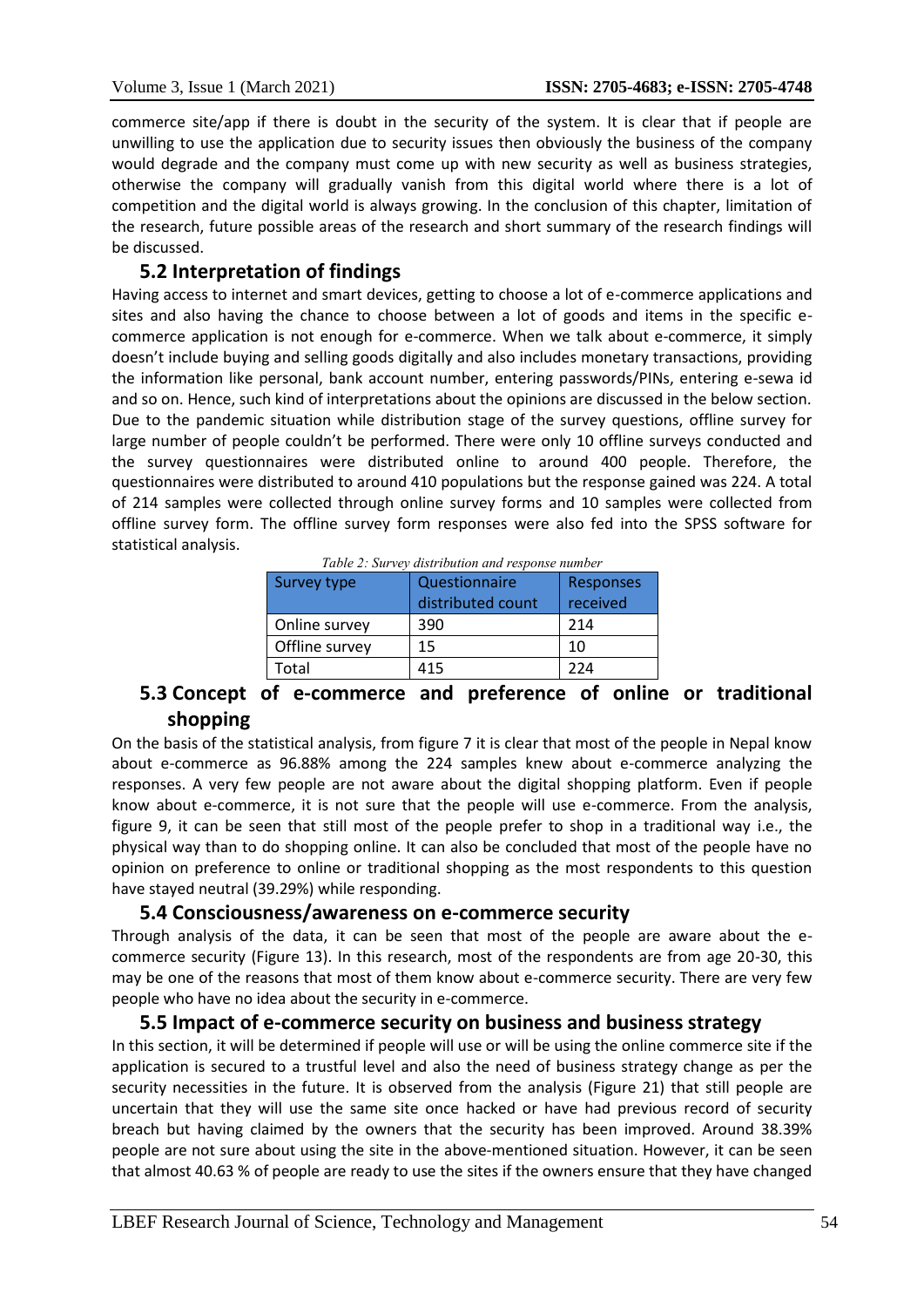commerce site/app if there is doubt in the security of the system. It is clear that if people are unwilling to use the application due to security issues then obviously the business of the company would degrade and the company must come up with new security as well as business strategies, otherwise the company will gradually vanish from this digital world where there is a lot of competition and the digital world is always growing. In the conclusion of this chapter, limitation of the research, future possible areas of the research and short summary of the research findings will be discussed.

## 5.2 Interpretation of findings

Having access to internet and smart devices, getting to choose a lot of e-commerce applications and sites and also having the chance to choose between a lot of goods and items in the specific e-commerce application is not enough for e-commerce. When we talk about e-commerce, it simply doesn't include buying and selling goods digitally and also includes monetary transactions, providing the information like personal, bank account number, entering passwords/PINs, entering e-sewa id and so on. Hence, such kind of interpretations about the opinions are discussed in the below section. Due to the pandemic situation while distribution stage of the survey questions, offline survey for large number of people couldn't be performed. There were only 10 offline surveys conducted and the survey questionnaires were distributed online to around 400 people. Therefore, the questionnaires were distributed to around 410 populations but the response gained was 224. A total of 214 samples were collected through online survey forms and 10 samples were collected from offline survey form. The offline survey form responses were also fed into the SPSS software for statistical analysis.

*Table 2: Survey distribution and response number*

| Survey type | Questionnaire distributed count | Responses received |
|---|---|---|
| Online survey | 390 | 214 |
| Offline survey | 15 | 10 |
| Total | 415 | 224 |

## 5.3 Concept of e-commerce and preference of online or traditional shopping

On the basis of the statistical analysis, from figure 7 it is clear that most of the people in Nepal know about e-commerce as 96.88% among the 224 samples knew about e-commerce analyzing the responses. A very few people are not aware about the digital shopping platform. Even if people know about e-commerce, it is not sure that the people will use e-commerce. From the analysis, figure 9, it can be seen that still most of the people prefer to shop in a traditional way i.e., the physical way than to do shopping online. It can also be concluded that most of the people have no opinion on preference to online or traditional shopping as the most respondents to this question have stayed neutral (39.29%) while responding.

## 5.4 Consciousness/awareness on e-commerce security

Through analysis of the data, it can be seen that most of the people are aware about the e-commerce security (Figure 13). In this research, most of the respondents are from age 20-30, this may be one of the reasons that most of them know about e-commerce security. There are very few people who have no idea about the security in e-commerce.

## 5.5 Impact of e-commerce security on business and business strategy

In this section, it will be determined if people will use or will be using the online commerce site if the application is secured to a trustful level and also the need of business strategy change as per the security necessities in the future. It is observed from the analysis (Figure 21) that still people are uncertain that they will use the same site once hacked or have had previous record of security breach but having claimed by the owners that the security has been improved. Around 38.39% people are not sure about using the site in the above-mentioned situation. However, it can be seen that almost 40.63 % of people are ready to use the sites if the owners ensure that they have changed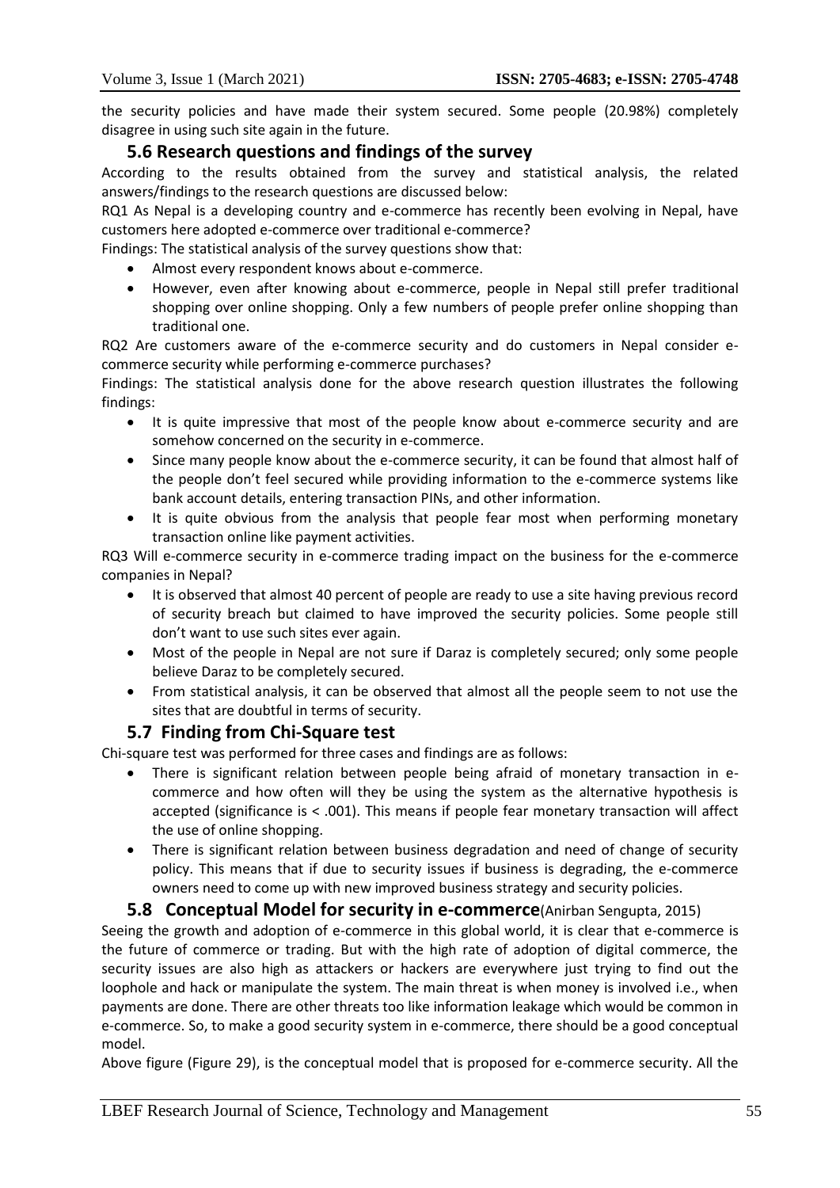the security policies and have made their system secured. Some people (20.98%) completely disagree in using such site again in the future.

## 5.6 Research questions and findings of the survey

According to the results obtained from the survey and statistical analysis, the related answers/findings to the research questions are discussed below:

RQ1 As Nepal is a developing country and e-commerce has recently been evolving in Nepal, have customers here adopted e-commerce over traditional e-commerce?

Findings: The statistical analysis of the survey questions show that:

- Almost every respondent knows about e-commerce.
- However, even after knowing about e-commerce, people in Nepal still prefer traditional shopping over online shopping. Only a few numbers of people prefer online shopping than traditional one.

RQ2 Are customers aware of the e-commerce security and do customers in Nepal consider e-commerce security while performing e-commerce purchases?

Findings: The statistical analysis done for the above research question illustrates the following findings:

- It is quite impressive that most of the people know about e-commerce security and are somehow concerned on the security in e-commerce.
- Since many people know about the e-commerce security, it can be found that almost half of the people don't feel secured while providing information to the e-commerce systems like bank account details, entering transaction PINs, and other information.
- It is quite obvious from the analysis that people fear most when performing monetary transaction online like payment activities.

RQ3 Will e-commerce security in e-commerce trading impact on the business for the e-commerce companies in Nepal?

- It is observed that almost 40 percent of people are ready to use a site having previous record of security breach but claimed to have improved the security policies. Some people still don't want to use such sites ever again.
- Most of the people in Nepal are not sure if Daraz is completely secured; only some people believe Daraz to be completely secured.
- From statistical analysis, it can be observed that almost all the people seem to not use the sites that are doubtful in terms of security.

## 5.7 Finding from Chi-Square test

Chi-square test was performed for three cases and findings are as follows:

- There is significant relation between people being afraid of monetary transaction in e-commerce and how often will they be using the system as the alternative hypothesis is accepted (significance is < .001). This means if people fear monetary transaction will affect the use of online shopping.
- There is significant relation between business degradation and need of change of security policy. This means that if due to security issues if business is degrading, the e-commerce owners need to come up with new improved business strategy and security policies.

## 5.8 Conceptual Model for security in e-commerce(Anirban Sengupta, 2015)

Seeing the growth and adoption of e-commerce in this global world, it is clear that e-commerce is the future of commerce or trading. But with the high rate of adoption of digital commerce, the security issues are also high as attackers or hackers are everywhere just trying to find out the loophole and hack or manipulate the system. The main threat is when money is involved i.e., when payments are done. There are other threats too like information leakage which would be common in e-commerce. So, to make a good security system in e-commerce, there should be a good conceptual model.

Above figure (Figure 29), is the conceptual model that is proposed for e-commerce security. All the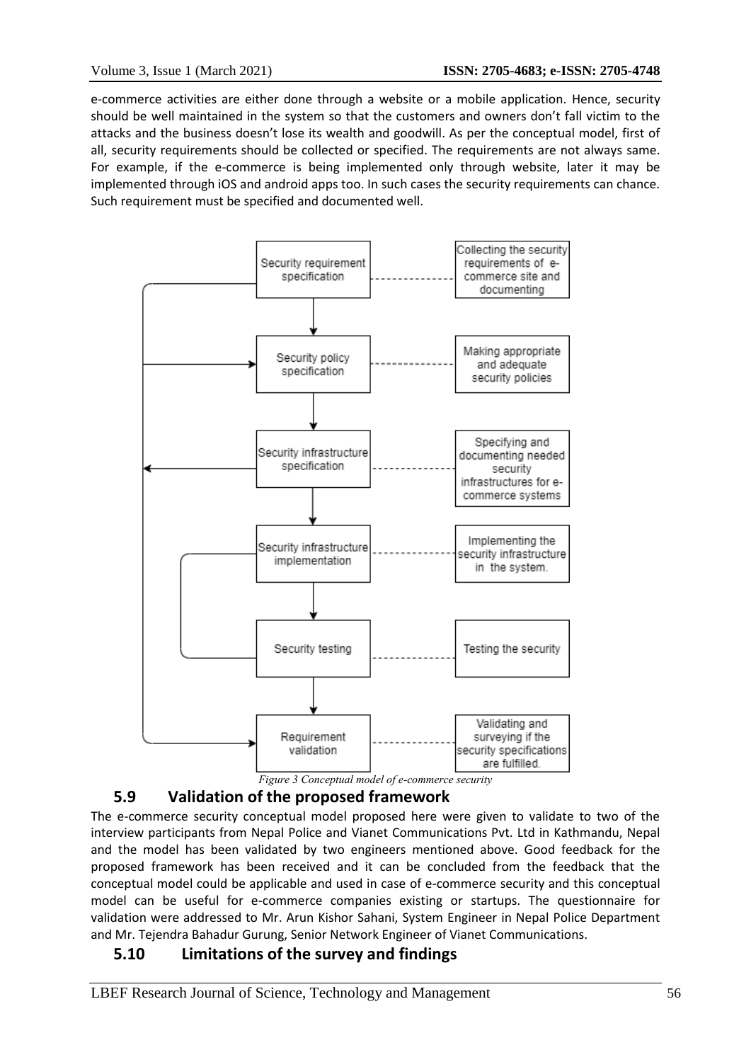e-commerce activities are either done through a website or a mobile application. Hence, security should be well maintained in the system so that the customers and owners don't fall victim to the attacks and the business doesn't lose its wealth and goodwill. As per the conceptual model, first of all, security requirements should be collected or specified. The requirements are not always same. For example, if the e-commerce is being implemented only through website, later it may be implemented through iOS and android apps too. In such cases the security requirements can chance. Such requirement must be specified and documented well.

Security requirement specification — Collecting the security requirements of e-commerce site and documenting

Security policy specification — Making appropriate and adequate security policies

Security infrastructure specification — Specifying and documenting needed security infrastructures for e-commerce systems

Security infrastructure implementation — Implementing the security infrastructure in the system.

Security testing — Testing the security

Requirement validation — Validating and surveying if the security specifications are fulfilled.

*Figure 3 Conceptual model of e-commerce security*

## 5.9 Validation of the proposed framework

The e-commerce security conceptual model proposed here were given to validate to two of the interview participants from Nepal Police and Vianet Communications Pvt. Ltd in Kathmandu, Nepal and the model has been validated by two engineers mentioned above. Good feedback for the proposed framework has been received and it can be concluded from the feedback that the conceptual model could be applicable and used in case of e-commerce security and this conceptual model can be useful for e-commerce companies existing or startups. The questionnaire for validation were addressed to Mr. Arun Kishor Sahani, System Engineer in Nepal Police Department and Mr. Tejendra Bahadur Gurung, Senior Network Engineer of Vianet Communications.

## 5.10 Limitations of the survey and findings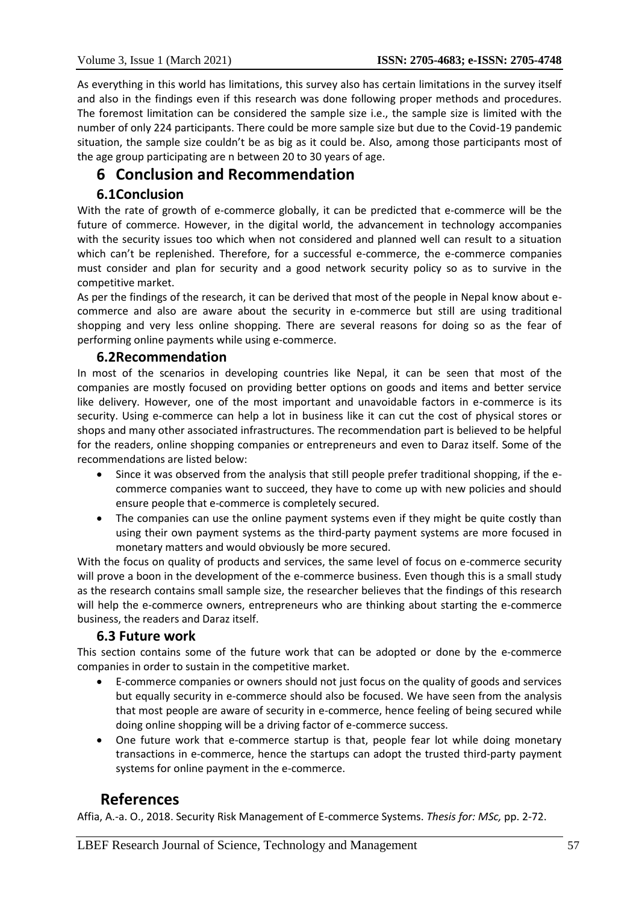As everything in this world has limitations, this survey also has certain limitations in the survey itself and also in the findings even if this research was done following proper methods and procedures. The foremost limitation can be considered the sample size i.e., the sample size is limited with the number of only 224 participants. There could be more sample size but due to the Covid-19 pandemic situation, the sample size couldn't be as big as it could be. Also, among those participants most of the age group participating are n between 20 to 30 years of age.

# 6 Conclusion and Recommendation

## 6.1Conclusion

With the rate of growth of e-commerce globally, it can be predicted that e-commerce will be the future of commerce. However, in the digital world, the advancement in technology accompanies with the security issues too which when not considered and planned well can result to a situation which can't be replenished. Therefore, for a successful e-commerce, the e-commerce companies must consider and plan for security and a good network security policy so as to survive in the competitive market.

As per the findings of the research, it can be derived that most of the people in Nepal know about e-commerce and also are aware about the security in e-commerce but still are using traditional shopping and very less online shopping. There are several reasons for doing so as the fear of performing online payments while using e-commerce.

## 6.2Recommendation

In most of the scenarios in developing countries like Nepal, it can be seen that most of the companies are mostly focused on providing better options on goods and items and better service like delivery. However, one of the most important and unavoidable factors in e-commerce is its security. Using e-commerce can help a lot in business like it can cut the cost of physical stores or shops and many other associated infrastructures. The recommendation part is believed to be helpful for the readers, online shopping companies or entrepreneurs and even to Daraz itself. Some of the recommendations are listed below:

- Since it was observed from the analysis that still people prefer traditional shopping, if the e-commerce companies want to succeed, they have to come up with new policies and should ensure people that e-commerce is completely secured.
- The companies can use the online payment systems even if they might be quite costly than using their own payment systems as the third-party payment systems are more focused in monetary matters and would obviously be more secured.

With the focus on quality of products and services, the same level of focus on e-commerce security will prove a boon in the development of the e-commerce business. Even though this is a small study as the research contains small sample size, the researcher believes that the findings of this research will help the e-commerce owners, entrepreneurs who are thinking about starting the e-commerce business, the readers and Daraz itself.

## 6.3 Future work

This section contains some of the future work that can be adopted or done by the e-commerce companies in order to sustain in the competitive market.

- E-commerce companies or owners should not just focus on the quality of goods and services but equally security in e-commerce should also be focused. We have seen from the analysis that most people are aware of security in e-commerce, hence feeling of being secured while doing online shopping will be a driving factor of e-commerce success.
- One future work that e-commerce startup is that, people fear lot while doing monetary transactions in e-commerce, hence the startups can adopt the trusted third-party payment systems for online payment in the e-commerce.

# References

Affia, A.-a. O., 2018. Security Risk Management of E-commerce Systems. *Thesis for: MSc,* pp. 2-72.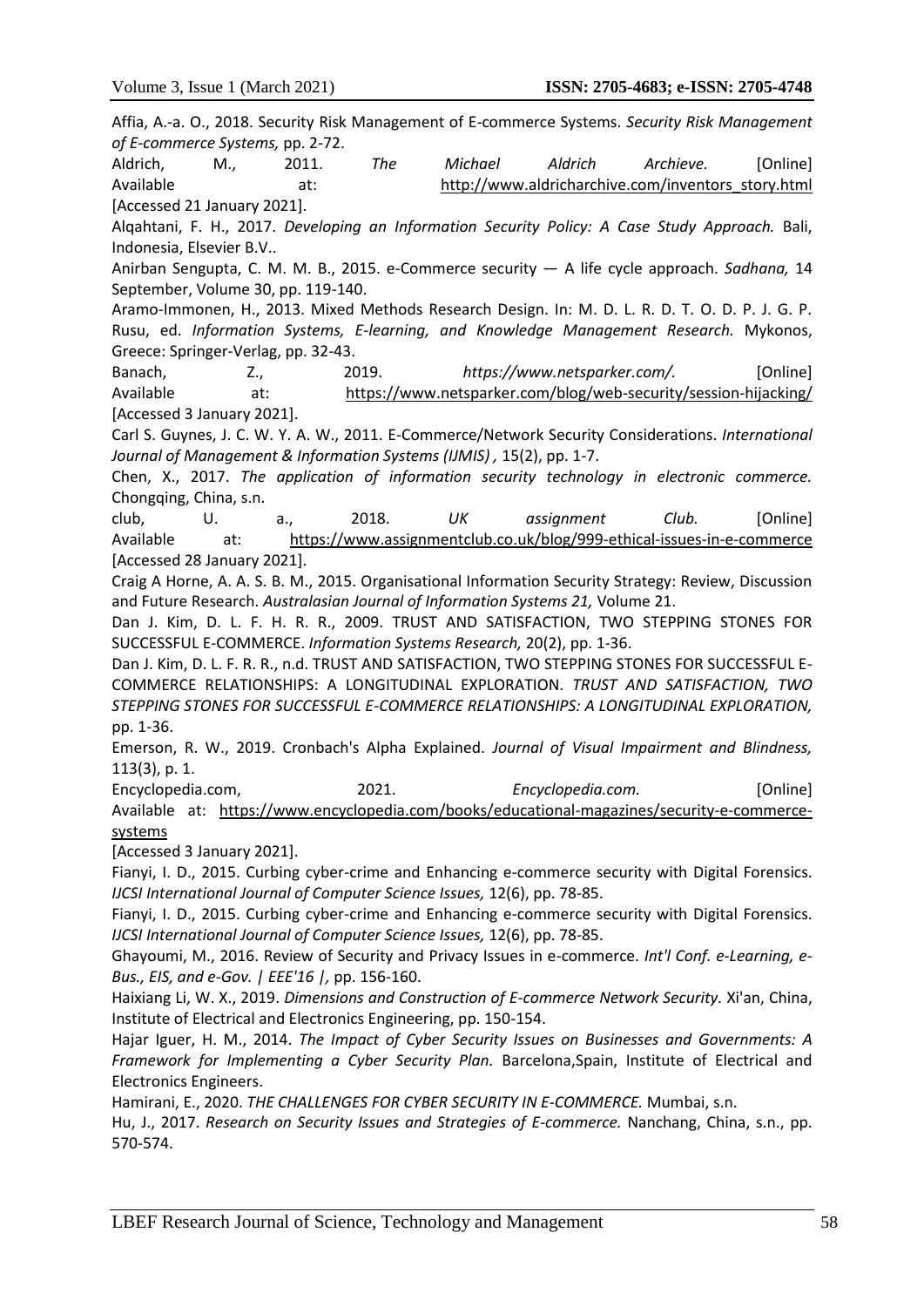Affia, A.-a. O., 2018. Security Risk Management of E-commerce Systems. *Security Risk Management of E-commerce Systems,* pp. 2-72.

Aldrich, M., 2011. *The Michael Aldrich Archieve.* [Online] Available at: http://www.aldricharchive.com/inventors_story.html [Accessed 21 January 2021].

Alqahtani, F. H., 2017. *Developing an Information Security Policy: A Case Study Approach.* Bali, Indonesia, Elsevier B.V..

Anirban Sengupta, C. M. M. B., 2015. e-Commerce security — A life cycle approach. *Sadhana,* 14 September, Volume 30, pp. 119-140.

Aramo-Immonen, H., 2013. Mixed Methods Research Design. In: M. D. L. R. D. T. O. D. P. J. G. P. Rusu, ed. *Information Systems, E-learning, and Knowledge Management Research.* Mykonos, Greece: Springer-Verlag, pp. 32-43.

Banach, Z., 2019. *https://www.netsparker.com/.* [Online] Available at: https://www.netsparker.com/blog/web-security/session-hijacking/ [Accessed 3 January 2021].

Carl S. Guynes, J. C. W. Y. A. W., 2011. E-Commerce/Network Security Considerations. *International Journal of Management & Information Systems (IJMIS) ,* 15(2), pp. 1-7.

Chen, X., 2017. *The application of information security technology in electronic commerce.* Chongqing, China, s.n.

club, U. a., 2018. *UK assignment Club.* [Online] Available at: https://www.assignmentclub.co.uk/blog/999-ethical-issues-in-e-commerce [Accessed 28 January 2021].

Craig A Horne, A. A. S. B. M., 2015. Organisational Information Security Strategy: Review, Discussion and Future Research. *Australasian Journal of Information Systems 21,* Volume 21.

Dan J. Kim, D. L. F. H. R. R., 2009. TRUST AND SATISFACTION, TWO STEPPING STONES FOR SUCCESSFUL E-COMMERCE. *Information Systems Research,* 20(2), pp. 1-36.

Dan J. Kim, D. L. F. R. R., n.d. TRUST AND SATISFACTION, TWO STEPPING STONES FOR SUCCESSFUL E-COMMERCE RELATIONSHIPS: A LONGITUDINAL EXPLORATION. *TRUST AND SATISFACTION, TWO STEPPING STONES FOR SUCCESSFUL E-COMMERCE RELATIONSHIPS: A LONGITUDINAL EXPLORATION,* pp. 1-36.

Emerson, R. W., 2019. Cronbach's Alpha Explained. *Journal of Visual Impairment and Blindness,* 113(3), p. 1.

Encyclopedia.com, 2021. *Encyclopedia.com.* [Online] Available at: https://www.encyclopedia.com/books/educational-magazines/security-e-commerce-systems [Accessed 3 January 2021].

Fianyi, I. D., 2015. Curbing cyber-crime and Enhancing e-commerce security with Digital Forensics. *IJCSI International Journal of Computer Science Issues,* 12(6), pp. 78-85.

Fianyi, I. D., 2015. Curbing cyber-crime and Enhancing e-commerce security with Digital Forensics. *IJCSI International Journal of Computer Science Issues,* 12(6), pp. 78-85.

Ghayoumi, M., 2016. Review of Security and Privacy Issues in e-commerce. *Int'l Conf. e-Learning, e-Bus., EIS, and e-Gov. | EEE'16 |,* pp. 156-160.

Haixiang Li, W. X., 2019. *Dimensions and Construction of E-commerce Network Security.* Xi'an, China, Institute of Electrical and Electronics Engineering, pp. 150-154.

Hajar Iguer, H. M., 2014. *The Impact of Cyber Security Issues on Businesses and Governments: A Framework for Implementing a Cyber Security Plan.* Barcelona,Spain, Institute of Electrical and Electronics Engineers.

Hamirani, E., 2020. *THE CHALLENGES FOR CYBER SECURITY IN E-COMMERCE.* Mumbai, s.n.

Hu, J., 2017. *Research on Security Issues and Strategies of E-commerce.* Nanchang, China, s.n., pp. 570-574.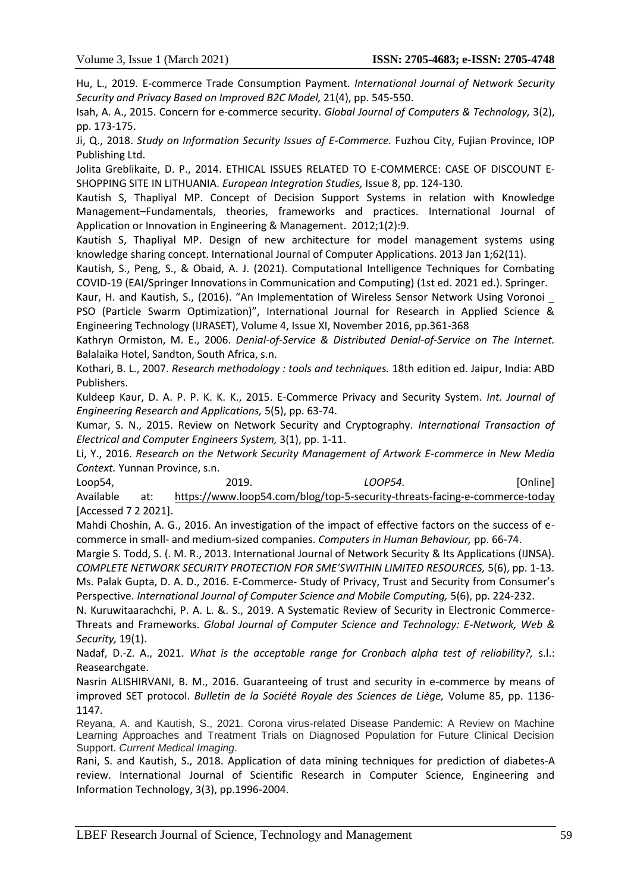Hu, L., 2019. E-commerce Trade Consumption Payment. *International Journal of Network Security Security and Privacy Based on Improved B2C Model,* 21(4), pp. 545-550.

Isah, A. A., 2015. Concern for e-commerce security. *Global Journal of Computers & Technology,* 3(2), pp. 173-175.

Ji, Q., 2018. *Study on Information Security Issues of E-Commerce.* Fuzhou City, Fujian Province, IOP Publishing Ltd.

Jolita Greblikaite, D. P., 2014. ETHICAL ISSUES RELATED TO E-COMMERCE: CASE OF DISCOUNT E-SHOPPING SITE IN LITHUANIA. *European Integration Studies,* Issue 8, pp. 124-130.

Kautish S, Thapliyal MP. Concept of Decision Support Systems in relation with Knowledge Management–Fundamentals, theories, frameworks and practices. International Journal of Application or Innovation in Engineering & Management. 2012;1(2):9.

Kautish S, Thapliyal MP. Design of new architecture for model management systems using knowledge sharing concept. International Journal of Computer Applications. 2013 Jan 1;62(11).

Kautish, S., Peng, S., & Obaid, A. J. (2021). Computational Intelligence Techniques for Combating COVID-19 (EAI/Springer Innovations in Communication and Computing) (1st ed. 2021 ed.). Springer.

Kaur, H. and Kautish, S., (2016). "An Implementation of Wireless Sensor Network Using Voronoi _ PSO (Particle Swarm Optimization)", International Journal for Research in Applied Science & Engineering Technology (IJRASET), Volume 4, Issue XI, November 2016, pp.361-368

Kathryn Ormiston, M. E., 2006. *Denial-of-Service & Distributed Denial-of-Service on The Internet.* Balalaika Hotel, Sandton, South Africa, s.n.

Kothari, B. L., 2007. *Research methodology : tools and techniques.* 18th edition ed. Jaipur, India: ABD Publishers.

Kuldeep Kaur, D. A. P. P. K. K. K., 2015. E-Commerce Privacy and Security System. *Int. Journal of Engineering Research and Applications,* 5(5), pp. 63-74.

Kumar, S. N., 2015. Review on Network Security and Cryptography. *International Transaction of Electrical and Computer Engineers System,* 3(1), pp. 1-11.

Li, Y., 2016. *Research on the Network Security Management of Artwork E-commerce in New Media Context.* Yunnan Province, s.n.

Loop54, 2019. *LOOP54.* [Online] Available at: https://www.loop54.com/blog/top-5-security-threats-facing-e-commerce-today [Accessed 7 2 2021].

Mahdi Choshin, A. G., 2016. An investigation of the impact of effective factors on the success of e-commerce in small- and medium-sized companies. *Computers in Human Behaviour,* pp. 66-74.

Margie S. Todd, S. (. M. R., 2013. International Journal of Network Security & Its Applications (IJNSA). *COMPLETE NETWORK SECURITY PROTECTION FOR SME'SWITHIN LIMITED RESOURCES,* 5(6), pp. 1-13.

Ms. Palak Gupta, D. A. D., 2016. E-Commerce- Study of Privacy, Trust and Security from Consumer's Perspective. *International Journal of Computer Science and Mobile Computing,* 5(6), pp. 224-232.

N. Kuruwitaarachchi, P. A. L. &. S., 2019. A Systematic Review of Security in Electronic Commerce- Threats and Frameworks. *Global Journal of Computer Science and Technology: E-Network, Web & Security,* 19(1).

Nadaf, D.-Z. A., 2021. *What is the acceptable range for Cronbach alpha test of reliability?,* s.l.: Reasearchgate.

Nasrin ALISHIRVANI, B. M., 2016. Guaranteeing of trust and security in e-commerce by means of improved SET protocol. *Bulletin de la Société Royale des Sciences de Liège,* Volume 85, pp. 1136-1147.

Reyana, A. and Kautish, S., 2021. Corona virus-related Disease Pandemic: A Review on Machine Learning Approaches and Treatment Trials on Diagnosed Population for Future Clinical Decision Support. *Current Medical Imaging*.

Rani, S. and Kautish, S., 2018. Application of data mining techniques for prediction of diabetes-A review. International Journal of Scientific Research in Computer Science, Engineering and Information Technology, 3(3), pp.1996-2004.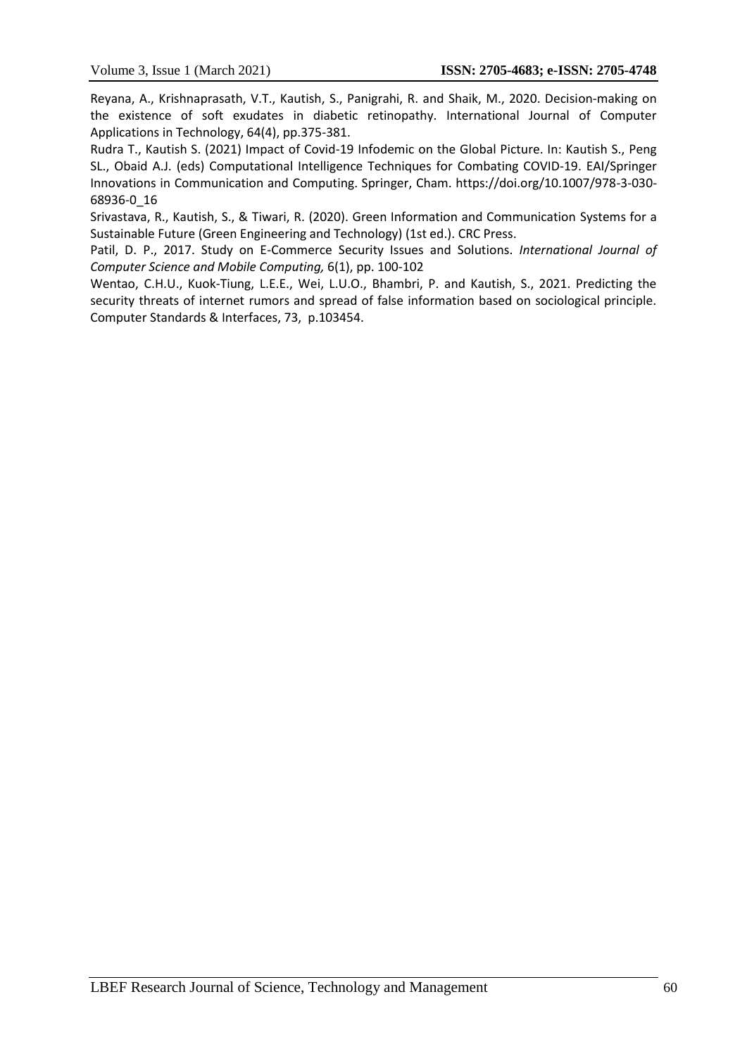Reyana, A., Krishnaprasath, V.T., Kautish, S., Panigrahi, R. and Shaik, M., 2020. Decision-making on the existence of soft exudates in diabetic retinopathy. International Journal of Computer Applications in Technology, 64(4), pp.375-381.

Rudra T., Kautish S. (2021) Impact of Covid-19 Infodemic on the Global Picture. In: Kautish S., Peng SL., Obaid A.J. (eds) Computational Intelligence Techniques for Combating COVID-19. EAI/Springer Innovations in Communication and Computing. Springer, Cham. https://doi.org/10.1007/978-3-030-68936-0_16

Srivastava, R., Kautish, S., & Tiwari, R. (2020). Green Information and Communication Systems for a Sustainable Future (Green Engineering and Technology) (1st ed.). CRC Press.

Patil, D. P., 2017. Study on E-Commerce Security Issues and Solutions. *International Journal of Computer Science and Mobile Computing,* 6(1), pp. 100-102

Wentao, C.H.U., Kuok-Tiung, L.E.E., Wei, L.U.O., Bhambri, P. and Kautish, S., 2021. Predicting the security threats of internet rumors and spread of false information based on sociological principle. Computer Standards & Interfaces, 73, p.103454.